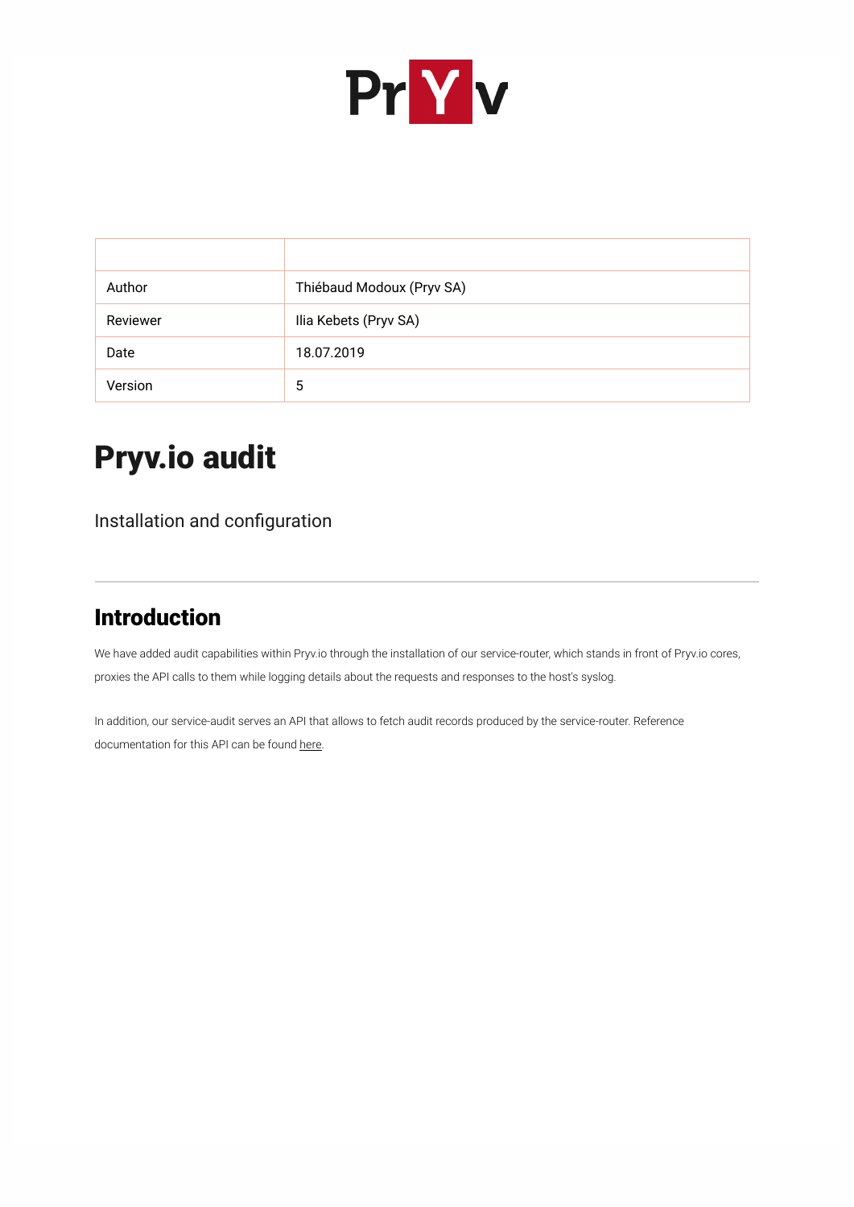| | |
|---|---|
| Author | Thiébaud Modoux (Pryv SA) |
| Reviewer | Ilia Kebets (Pryv SA) |
| Date | 18.07.2019 |
| Version | 5 |

# Pryv.io audit

Installation and configuration

---

## Introduction

We have added audit capabilities within Pryv.io through the installation of our service-router, which stands in front of Pryv.io cores, proxies the API calls to them while logging details about the requests and responses to the host's syslog.

In addition, our service-audit serves an API that allows to fetch audit records produced by the service-router. Reference documentation for this API can be found here.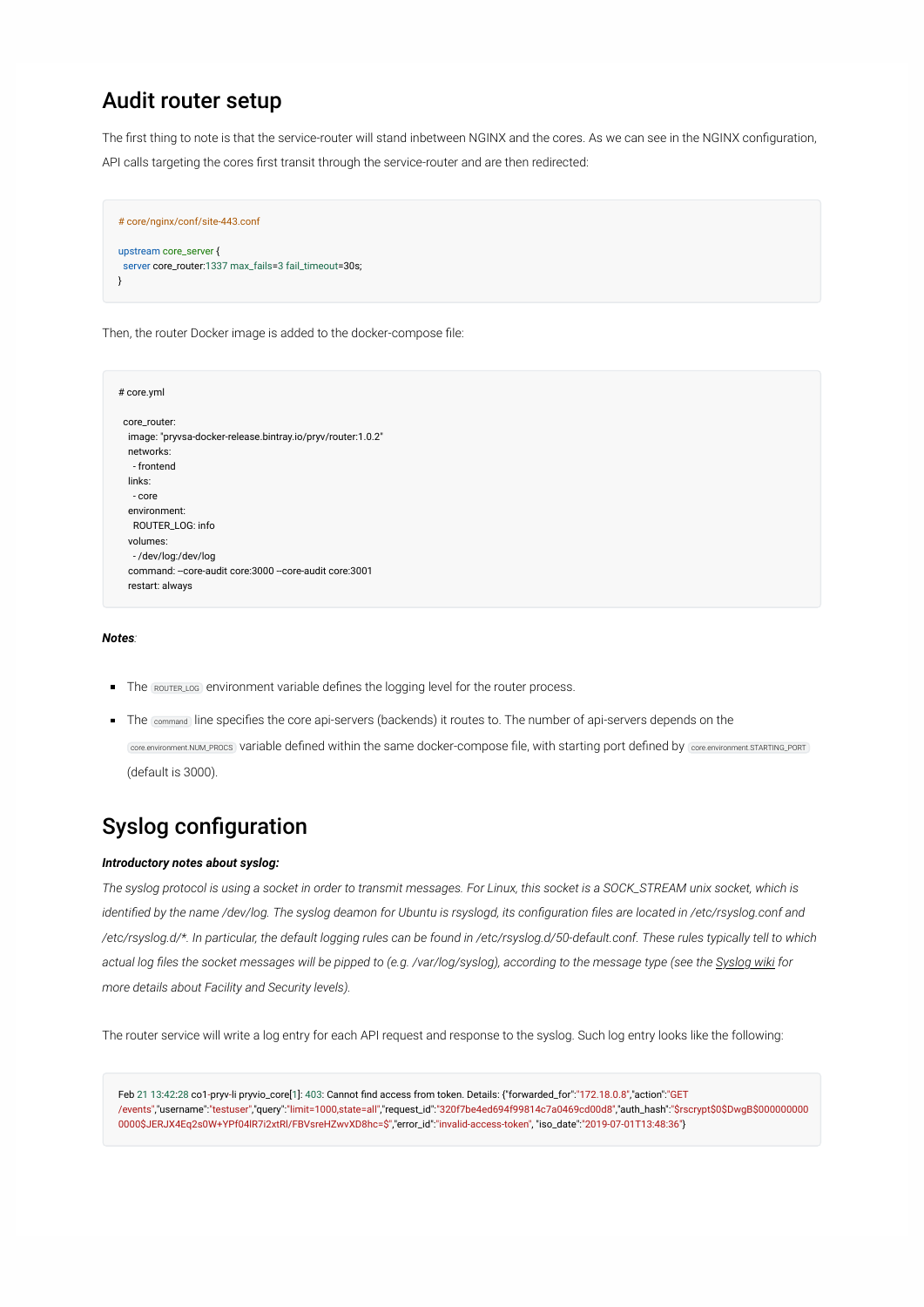## Audit router setup

The first thing to note is that the service-router will stand inbetween NGINX and the cores. As we can see in the NGINX configuration, API calls targeting the cores first transit through the service-router and are then redirected:

```
# core/nginx/conf/site-443.conf

upstream core_server {
  server core_router:1337 max_fails=3 fail_timeout=30s;
}
```

Then, the router Docker image is added to the docker-compose file:

```
# core.yml

 core_router:
   image: "pryvsa-docker-release.bintray.io/pryv/router:1.0.2"
   networks:
     - frontend
   links:
     - core
   environment:
     ROUTER_LOG: info
   volumes:
     - /dev/log:/dev/log
   command: --core-audit core:3000 --core-audit core:3001
   restart: always
```

***Notes***:

- The `ROUTER_LOG` environment variable defines the logging level for the router process.
- The `command` line specifies the core api-servers (backends) it routes to. The number of api-servers depends on the `core.environment.NUM_PROCS` variable defined within the same docker-compose file, with starting port defined by `core.environment.STARTING_PORT` (default is 3000).

## Syslog configuration

***Introductory notes about syslog:***

*The syslog protocol is using a socket in order to transmit messages. For Linux, this socket is a SOCK_STREAM unix socket, which is identified by the name /dev/log. The syslog deamon for Ubuntu is rsyslogd, its configuration files are located in /etc/rsyslog.conf and /etc/rsyslog.d/\*. In particular, the default logging rules can be found in /etc/rsyslog.d/50-default.conf. These rules typically tell to which actual log files the socket messages will be pipped to (e.g. /var/log/syslog), according to the message type (see the Syslog wiki for more details about Facility and Security levels).*

The router service will write a log entry for each API request and response to the syslog. Such log entry looks like the following:

```
Feb 21 13:42:28 co1-pryv-li pryvio_core[1]: 403: Cannot find access from token. Details: {"forwarded_for":"172.18.0.8","action":"GET /events","username":"testuser","query":"limit=1000,state=all","request_id":"320f7be4ed694f99814c7a0469cd00d8","auth_hash":"$rscrypt$0$DwgB$0000000000000$JERJX4Eq2s0W+YPf04lR7i2xtRl/FBVsreHZwvXD8hc=$","error_id":"invalid-access-token", "iso_date":"2019-07-01T13:48:36"}
```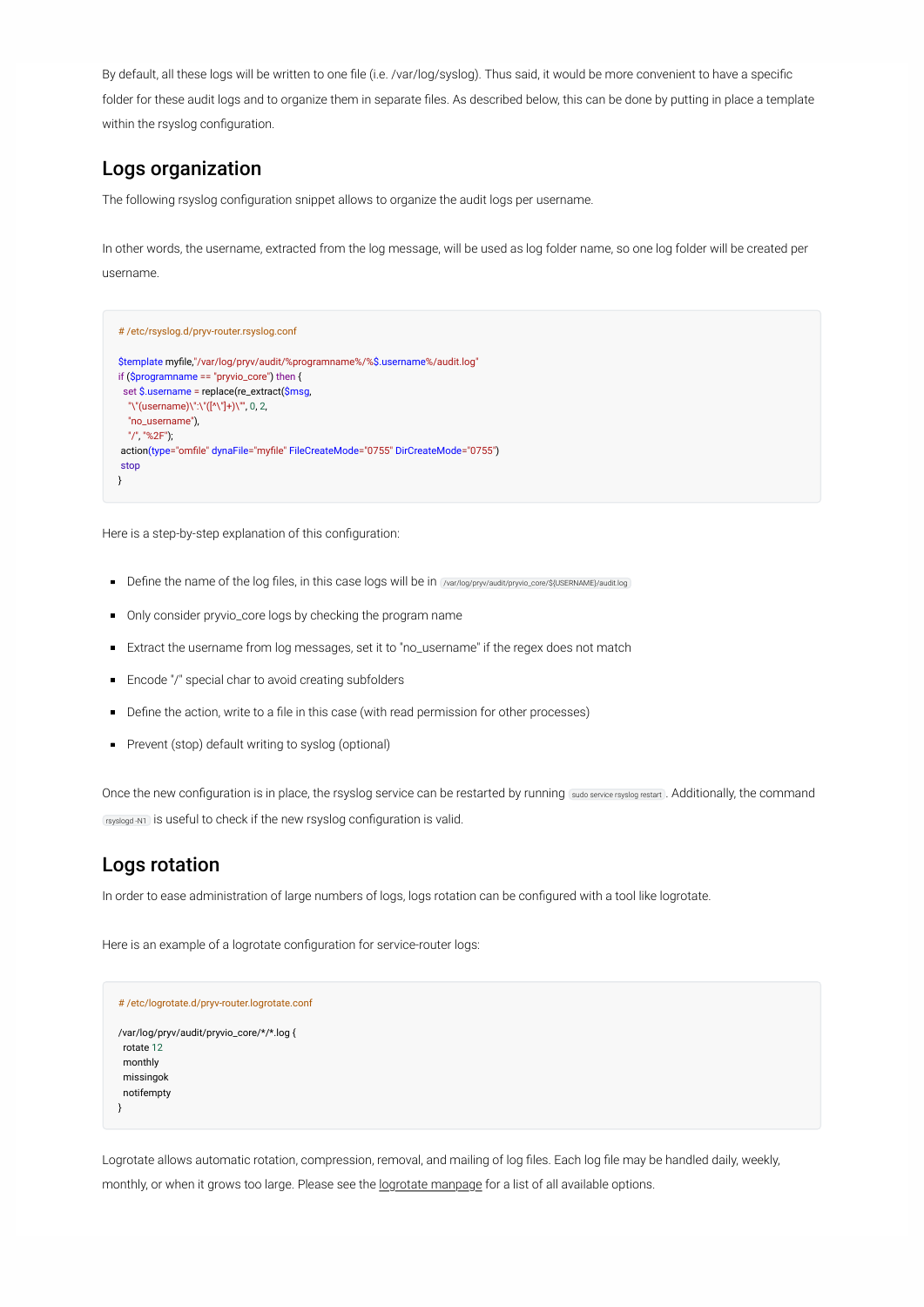By default, all these logs will be written to one file (i.e. /var/log/syslog). Thus said, it would be more convenient to have a specific folder for these audit logs and to organize them in separate files. As described below, this can be done by putting in place a template within the rsyslog configuration.

## Logs organization

The following rsyslog configuration snippet allows to organize the audit logs per username.

In other words, the username, extracted from the log message, will be used as log folder name, so one log folder will be created per username.

```
# /etc/rsyslog.d/pryv-router.rsyslog.conf

$template myfile,"/var/log/pryv/audit/%programname%/%$.username%/audit.log"
if ($programname == "pryvio_core") then {
  set $.username = replace(re_extract($msg,
    "\"(username)\":\"([^\"]+)\"", 0, 2,
    "no_username"),
    "/", "%2F");
 action(type="omfile" dynaFile="myfile" FileCreateMode="0755" DirCreateMode="0755")
 stop
}
```

Here is a step-by-step explanation of this configuration:

- Define the name of the log files, in this case logs will be in `/var/log/pryv/audit/pryvio_core/${USERNAME}/audit.log`
- Only consider pryvio_core logs by checking the program name
- Extract the username from log messages, set it to "no_username" if the regex does not match
- Encode "/" special char to avoid creating subfolders
- Define the action, write to a file in this case (with read permission for other processes)
- Prevent (stop) default writing to syslog (optional)

Once the new configuration is in place, the rsyslog service can be restarted by running `sudo service rsyslog restart`. Additionally, the command `rsyslogd -N1` is useful to check if the new rsyslog configuration is valid.

## Logs rotation

In order to ease administration of large numbers of logs, logs rotation can be configured with a tool like logrotate.

Here is an example of a logrotate configuration for service-router logs:

```
# /etc/logrotate.d/pryv-router.logrotate.conf

/var/log/pryv/audit/pryvio_core/*/*.log {
  rotate 12
  monthly
  missingok
  notifempty
}
```

Logrotate allows automatic rotation, compression, removal, and mailing of log files. Each log file may be handled daily, weekly, monthly, or when it grows too large. Please see the logrotate manpage for a list of all available options.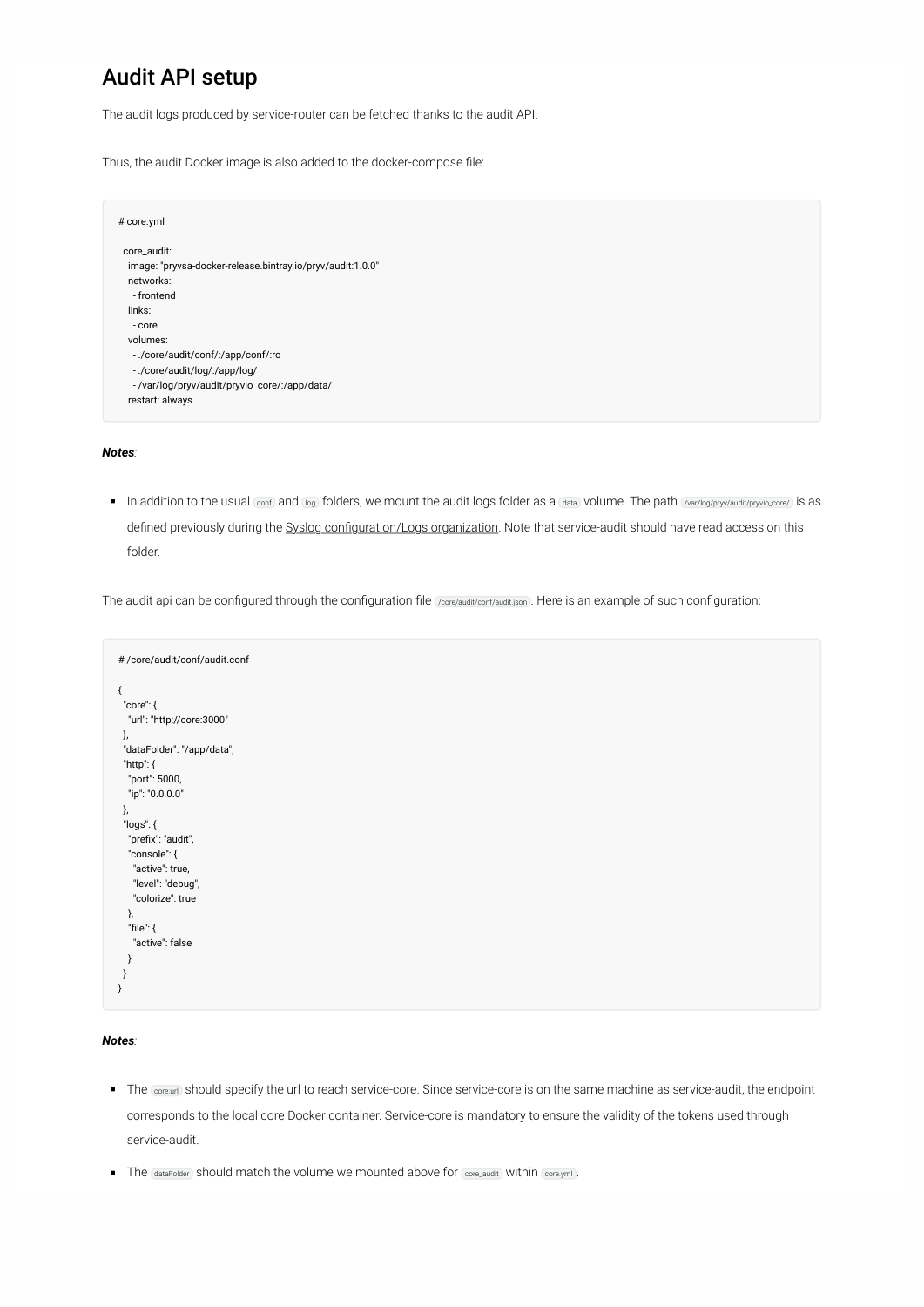## Audit API setup

The audit logs produced by service-router can be fetched thanks to the audit API.

Thus, the audit Docker image is also added to the docker-compose file:

```
# core.yml

 core_audit:
   image: "pryvsa-docker-release.bintray.io/pryv/audit:1.0.0"
   networks:
     - frontend
   links:
     - core
   volumes:
     - ./core/audit/conf/:/app/conf/:ro
     - ./core/audit/log/:/app/log/
     - /var/log/pryv/audit/pryvio_core/:/app/data/
   restart: always
```

***Notes***:

- In addition to the usual `conf` and `log` folders, we mount the audit logs folder as a `data` volume. The path `/var/log/pryv/audit/pryvio_core/` is as defined previously during the Syslog configuration/Logs organization. Note that service-audit should have read access on this folder.

The audit api can be configured through the configuration file `/core/audit/conf/audit.json`. Here is an example of such configuration:

```
# /core/audit/conf/audit.conf

{
  "core": {
    "url": "http://core:3000"
  },
  "dataFolder": "/app/data",
  "http": {
    "port": 5000,
    "ip": "0.0.0.0"
  },
  "logs": {
    "prefix": "audit",
    "console": {
      "active": true,
      "level": "debug",
      "colorize": true
    },
    "file": {
      "active": false
    }
  }
}
```

***Notes***:

- The `core:url` should specify the url to reach service-core. Since service-core is on the same machine as service-audit, the endpoint corresponds to the local core Docker container. Service-core is mandatory to ensure the validity of the tokens used through service-audit.
- The `dataFolder` should match the volume we mounted above for `core_audit` within `core.yml`.